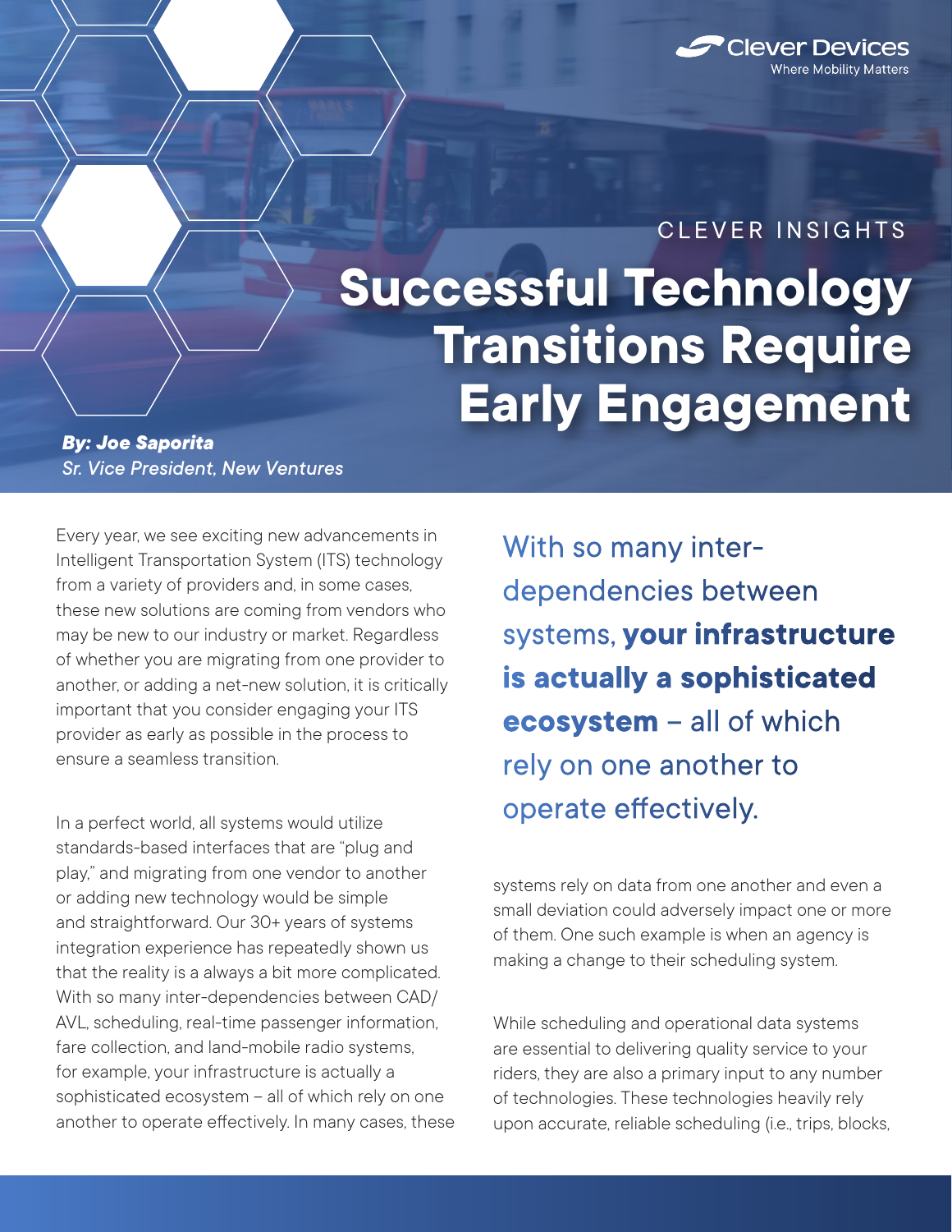CLEVER INSIGHTS

# Successful Technology Transitions Require Early Engagement

***By: Joe Saporita***
*Sr. Vice President, New Ventures*

Every year, we see exciting new advancements in Intelligent Transportation System (ITS) technology from a variety of providers and, in some cases, these new solutions are coming from vendors who may be new to our industry or market. Regardless of whether you are migrating from one provider to another, or adding a net-new solution, it is critically important that you consider engaging your ITS provider as early as possible in the process to ensure a seamless transition.

In a perfect world, all systems would utilize standards-based interfaces that are "plug and play," and migrating from one vendor to another or adding new technology would be simple and straightforward. Our 30+ years of systems integration experience has repeatedly shown us that the reality is a always a bit more complicated. With so many inter-dependencies between CAD/AVL, scheduling, real-time passenger information, fare collection, and land-mobile radio systems, for example, your infrastructure is actually a sophisticated ecosystem – all of which rely on one another to operate effectively. In many cases, these systems rely on data from one another and even a small deviation could adversely impact one or more of them. One such example is when an agency is making a change to their scheduling system.

> With so many inter-dependencies between systems, **your infrastructure is actually a sophisticated ecosystem** – all of which rely on one another to operate effectively.

While scheduling and operational data systems are essential to delivering quality service to your riders, they are also a primary input to any number of technologies. These technologies heavily rely upon accurate, reliable scheduling (i.e., trips, blocks,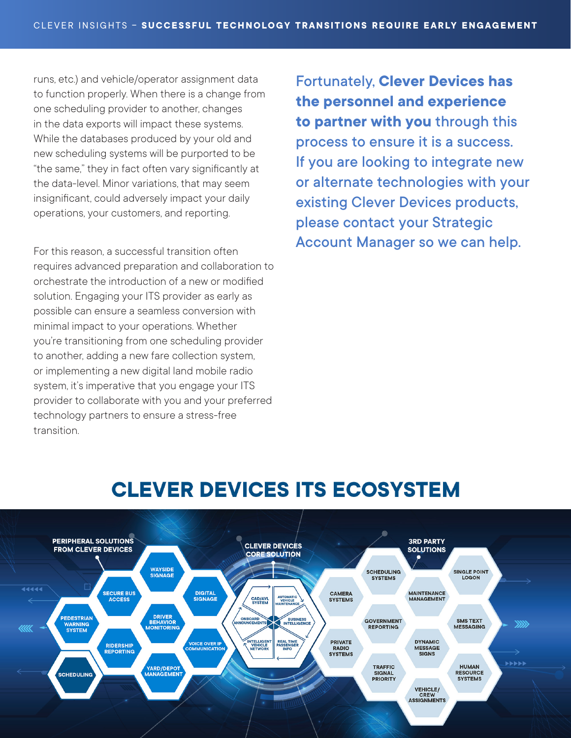runs, etc.) and vehicle/operator assignment data to function properly. When there is a change from one scheduling provider to another, changes in the data exports will impact these systems. While the databases produced by your old and new scheduling systems will be purported to be "the same," they in fact often vary significantly at the data-level. Minor variations, that may seem insignificant, could adversely impact your daily operations, your customers, and reporting.

For this reason, a successful transition often requires advanced preparation and collaboration to orchestrate the introduction of a new or modified solution. Engaging your ITS provider as early as possible can ensure a seamless conversion with minimal impact to your operations. Whether you're transitioning from one scheduling provider to another, adding a new fare collection system, or implementing a new digital land mobile radio system, it's imperative that you engage your ITS provider to collaborate with you and your preferred technology partners to ensure a stress-free transition.

Fortunately, **Clever Devices has the personnel and experience to partner with you** through this process to ensure it is a success. If you are looking to integrate new or alternate technologies with your existing Clever Devices products, please contact your Strategic Account Manager so we can help.

## CLEVER DEVICES ITS ECOSYSTEM

PERIPHERAL SOLUTIONS FROM CLEVER DEVICES

WAYSIDE SIGNAGE

SECURE BUS ACCESS

DIGITAL SIGNAGE

PEDESTRIAN WARNING SYSTEM

DRIVER BEHAVIOR MONITORING

RIDERSHIP REPORTING

VOICE OVER IP COMMUNICATION

SCHEDULING

YARD/DEPOT MANAGEMENT

CLEVER DEVICES CORE SOLUTION

CAD/AVL SYSTEM

AUTOMATIC VEHICLE MAINTENANCE

ONBOARD ANNOUNCEMENTS

BUSINESS INTELLIGENCE

INTELLIGENT VEHICLE NETWORK

REAL TIME PASSENGER INFO

3RD PARTY SOLUTIONS

SCHEDULING SYSTEMS

SINGLE POINT LOGON

CAMERA SYSTEMS

MAINTENANCE MANAGEMENT

GOVERNMENT REPORTING

SMS TEXT MESSAGING

PRIVATE RADIO SYSTEMS

DYNAMIC MESSAGE SIGNS

TRAFFIC SIGNAL PRIORITY

HUMAN RESOURCE SYSTEMS

VEHICLE/ CREW ASSIGNMENTS